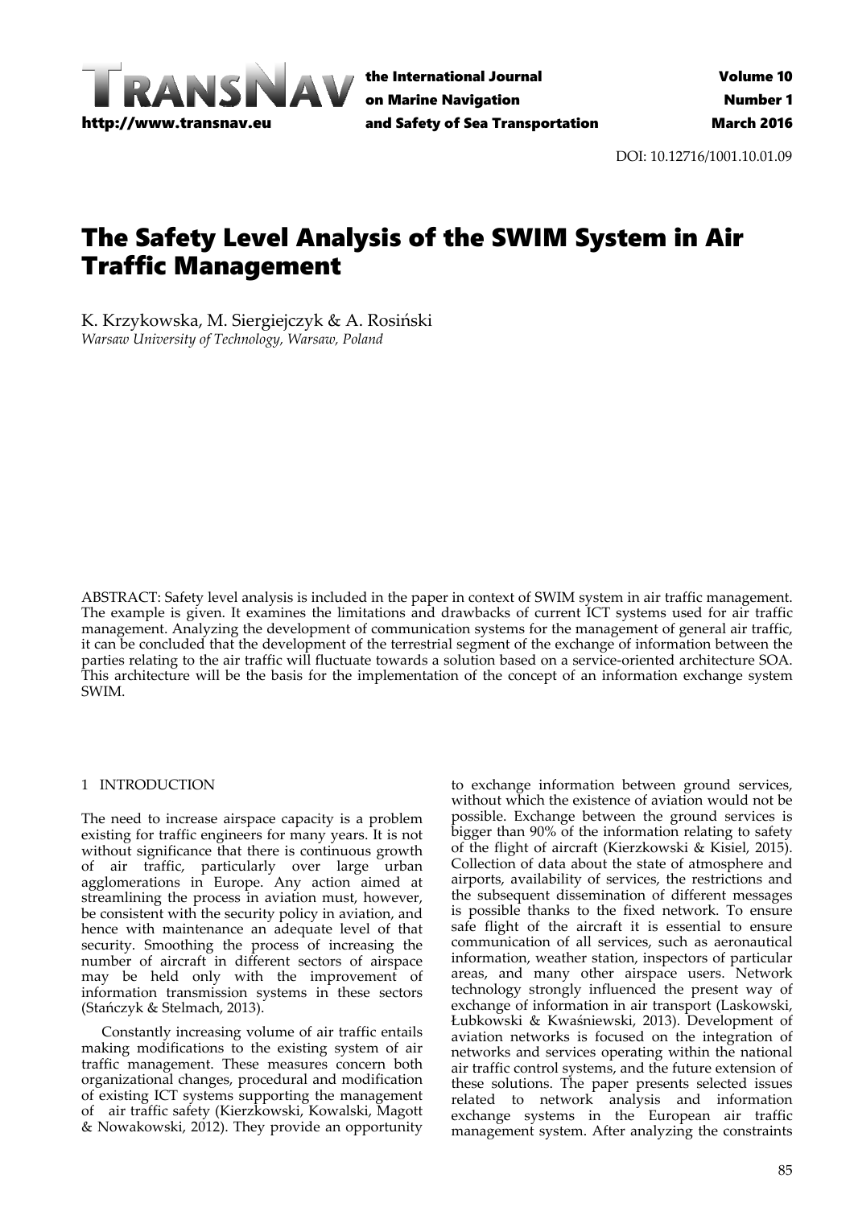DOI: 10.12716/1001.10.01.09

# The Safety Level Analysis of the SWIM System in Air Traffic Management

K. Krzykowska, M. Siergiejczyk & A. Rosiński
*Warsaw University of Technology, Warsaw, Poland*

ABSTRACT: Safety level analysis is included in the paper in context of SWIM system in air traffic management. The example is given. It examines the limitations and drawbacks of current ICT systems used for air traffic management. Analyzing the development of communication systems for the management of general air traffic, it can be concluded that the development of the terrestrial segment of the exchange of information between the parties relating to the air traffic will fluctuate towards a solution based on a service-oriented architecture SOA. This architecture will be the basis for the implementation of the concept of an information exchange system SWIM.

## 1 INTRODUCTION

The need to increase airspace capacity is a problem existing for traffic engineers for many years. It is not without significance that there is continuous growth of air traffic, particularly over large urban agglomerations in Europe. Any action aimed at streamlining the process in aviation must, however, be consistent with the security policy in aviation, and hence with maintenance an adequate level of that security. Smoothing the process of increasing the number of aircraft in different sectors of airspace may be held only with the improvement of information transmission systems in these sectors (Stańczyk & Stelmach, 2013).

Constantly increasing volume of air traffic entails making modifications to the existing system of air traffic management. These measures concern both organizational changes, procedural and modification of existing ICT systems supporting the management of air traffic safety (Kierzkowski, Kowalski, Magott & Nowakowski, 2012). They provide an opportunity to exchange information between ground services, without which the existence of aviation would not be possible. Exchange between the ground services is bigger than 90% of the information relating to safety of the flight of aircraft (Kierzkowski & Kisiel, 2015). Collection of data about the state of atmosphere and airports, availability of services, the restrictions and the subsequent dissemination of different messages is possible thanks to the fixed network. To ensure safe flight of the aircraft it is essential to ensure communication of all services, such as aeronautical information, weather station, inspectors of particular areas, and many other airspace users. Network technology strongly influenced the present way of exchange of information in air transport (Laskowski, Łubkowski & Kwaśniewski, 2013). Development of aviation networks is focused on the integration of networks and services operating within the national air traffic control systems, and the future extension of these solutions. The paper presents selected issues related to network analysis and information exchange systems in the European air traffic management system. After analyzing the constraints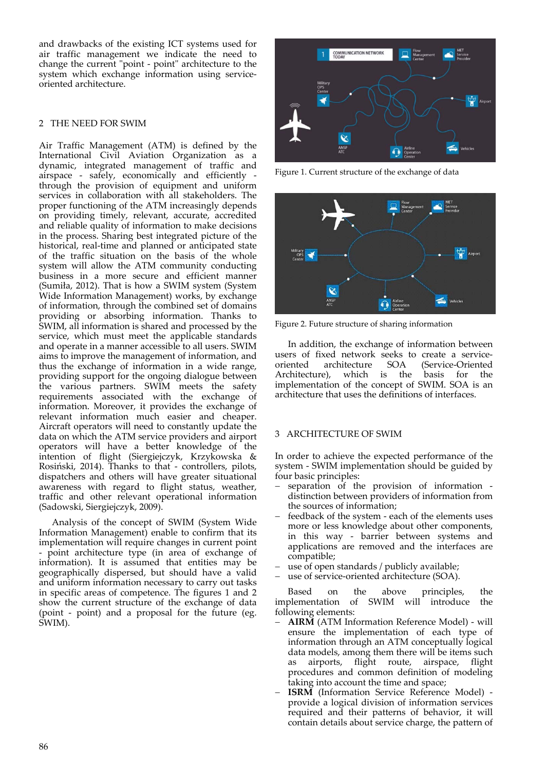and drawbacks of the existing ICT systems used for air traffic management we indicate the need to change the current "point - point" architecture to the system which exchange information using service-oriented architecture.

## 2 THE NEED FOR SWIM

Air Traffic Management (ATM) is defined by the International Civil Aviation Organization as a dynamic, integrated management of traffic and airspace - safely, economically and efficiently - through the provision of equipment and uniform services in collaboration with all stakeholders. The proper functioning of the ATM increasingly depends on providing timely, relevant, accurate, accredited and reliable quality of information to make decisions in the process. Sharing best integrated picture of the historical, real-time and planned or anticipated state of the traffic situation on the basis of the whole system will allow the ATM community conducting business in a more secure and efficient manner (Sumiła, 2012). That is how a SWIM system (System Wide Information Management) works, by exchange of information, through the combined set of domains providing or absorbing information. Thanks to SWIM, all information is shared and processed by the service, which must meet the applicable standards and operate in a manner accessible to all users. SWIM aims to improve the management of information, and thus the exchange of information in a wide range, providing support for the ongoing dialogue between the various partners. SWIM meets the safety requirements associated with the exchange of information. Moreover, it provides the exchange of relevant information much easier and cheaper. Aircraft operators will need to constantly update the data on which the ATM service providers and airport operators will have a better knowledge of the intention of flight (Siergiejczyk, Krzykowska & Rosiński, 2014). Thanks to that - controllers, pilots, dispatchers and others will have greater situational awareness with regard to flight status, weather, traffic and other relevant operational information (Sadowski, Siergiejczyk, 2009).

Analysis of the concept of SWIM (System Wide Information Management) enable to confirm that its implementation will require changes in current point - point architecture type (in area of exchange of information). It is assumed that entities may be geographically dispersed, but should have a valid and uniform information necessary to carry out tasks in specific areas of competence. The figures 1 and 2 show the current structure of the exchange of data (point - point) and a proposal for the future (eg. SWIM).

Figure 1. Current structure of the exchange of data

Figure 2. Future structure of sharing information

In addition, the exchange of information between users of fixed network seeks to create a service-oriented architecture SOA (Service-Oriented Architecture), which is the basis for the implementation of the concept of SWIM. SOA is an architecture that uses the definitions of interfaces.

## 3 ARCHITECTURE OF SWIM

In order to achieve the expected performance of the system - SWIM implementation should be guided by four basic principles:

- separation of the provision of information - distinction between providers of information from the sources of information;
- feedback of the system - each of the elements uses more or less knowledge about other components, in this way - barrier between systems and applications are removed and the interfaces are compatible;
- use of open standards / publicly available;
- use of service-oriented architecture (SOA).

Based on the above principles, the implementation of SWIM will introduce the following elements:

- **AIRM** (ATM Information Reference Model) - will ensure the implementation of each type of information through an ATM conceptually logical data models, among them there will be items such as airports, flight route, airspace, flight procedures and common definition of modeling taking into account the time and space;
- **ISRM** (Information Service Reference Model) - provide a logical division of information services required and their patterns of behavior, it will contain details about service charge, the pattern of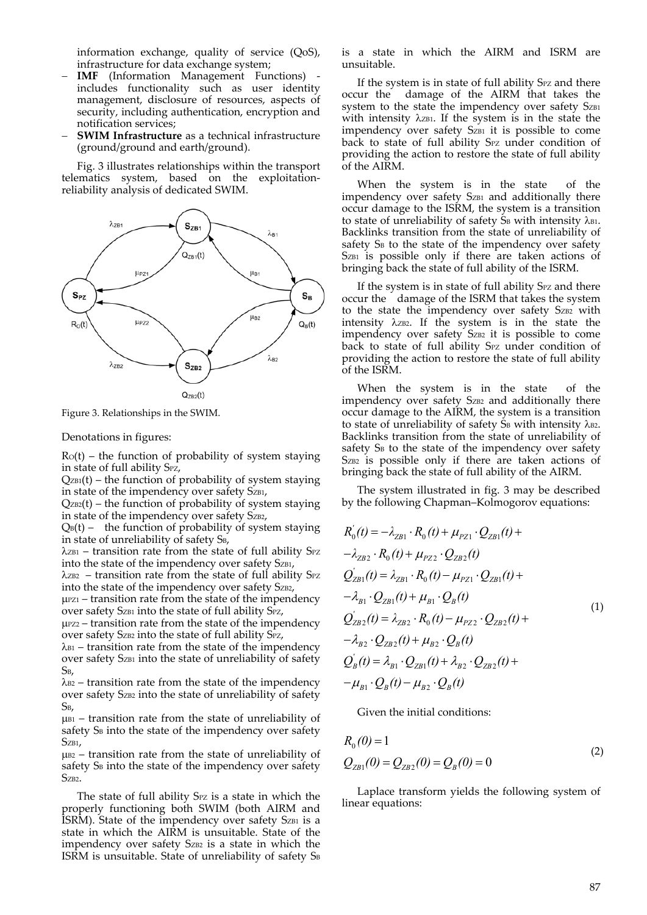information exchange, quality of service (QoS), infrastructure for data exchange system;

- **IMF** (Information Management Functions) - includes functionality such as user identity management, disclosure of resources, aspects of security, including authentication, encryption and notification services;
- **SWIM Infrastructure** as a technical infrastructure (ground/ground and earth/ground).

Fig. 3 illustrates relationships within the transport telematics system, based on the exploitation-reliability analysis of dedicated SWIM.

Figure 3. Relationships in the SWIM.

Denotations in figures:

$R_O(t)$ – the function of probability of system staying in state of full ability $S_{PZ}$,

$Q_{ZB1}(t)$ – the function of probability of system staying in state of the impendency over safety $S_{ZB1}$,

$Q_{ZB2}(t)$ – the function of probability of system staying in state of the impendency over safety $S_{ZB2}$,

$Q_B(t)$ – the function of probability of system staying in state of unreliability of safety $S_B$,

$\lambda_{ZB1}$ – transition rate from the state of full ability $S_{PZ}$ into the state of the impendency over safety $S_{ZB1}$,

$\lambda_{ZB2}$ – transition rate from the state of full ability $S_{PZ}$ into the state of the impendency over safety $S_{ZB2}$,

$\mu_{PZ1}$ – transition rate from the state of the impendency over safety $S_{ZB1}$ into the state of full ability $S_{PZ}$,

$\mu_{PZ2}$ – transition rate from the state of the impendency over safety $S_{ZB2}$ into the state of full ability $S_{PZ}$,

$\lambda_{B1}$ – transition rate from the state of the impendency over safety $S_{ZB1}$ into the state of unreliability of safety $S_B$,

$\lambda_{B2}$ – transition rate from the state of the impendency over safety $S_{ZB2}$ into the state of unreliability of safety $S_B$,

$\mu_{B1}$ – transition rate from the state of unreliability of safety $S_B$ into the state of the impendency over safety $S_{ZB1}$,

$\mu_{B2}$ – transition rate from the state of unreliability of safety $S_B$ into the state of the impendency over safety $S_{ZB2}$.

The state of full ability $S_{PZ}$ is a state in which the properly functioning both SWIM (both AIRM and ISRM). State of the impendency over safety $S_{ZB1}$ is a state in which the AIRM is unsuitable. State of the impendency over safety $S_{ZB2}$ is a state in which the ISRM is unsuitable. State of unreliability of safety $S_B$ is a state in which the AIRM and ISRM are unsuitable.

If the system is in state of full ability $S_{PZ}$ and there occur the damage of the AIRM that takes the system to the state the impendency over safety $S_{ZB1}$ with intensity $\lambda_{ZB1}$. If the system is in the state the impendency over safety $S_{ZB1}$ it is possible to come back to state of full ability $S_{PZ}$ under condition of providing the action to restore the state of full ability of the AIRM.

When the system is in the state of the impendency over safety $S_{ZB1}$ and additionally there occur damage to the ISRM, the system is a transition to state of unreliability of safety $S_B$ with intensity $\lambda_{B1}$. Backlinks transition from the state of unreliability of safety $S_B$ to the state of the impendency over safety $S_{ZB1}$ is possible only if there are taken actions of bringing back the state of full ability of the ISRM.

If the system is in state of full ability $S_{PZ}$ and there occur the damage of the ISRM that takes the system to the state the impendency over safety $S_{ZB2}$ with intensity $\lambda_{ZB2}$. If the system is in the state the impendency over safety $S_{ZB2}$ it is possible to come back to state of full ability $S_{PZ}$ under condition of providing the action to restore the state of full ability of the ISRM.

When the system is in the state of the impendency over safety $S_{ZB2}$ and additionally there occur damage to the AIRM, the system is a transition to state of unreliability of safety $S_B$ with intensity $\lambda_{B2}$. Backlinks transition from the state of unreliability of safety $S_B$ to the state of the impendency over safety $S_{ZB2}$ is possible only if there are taken actions of bringing back the state of full ability of the AIRM.

The system illustrated in fig. 3 may be described by the following Chapman–Kolmogorov equations:

$$
\begin{aligned}
& R_0^{'}(t) = -\lambda_{ZB1} \cdot R_0(t) + \mu_{PZ1} \cdot Q_{ZB1}(t) + \\
& -\lambda_{ZB2} \cdot R_0(t) + \mu_{PZ2} \cdot Q_{ZB2}(t) \\
& Q_{ZB1}^{'}(t) = \lambda_{ZB1} \cdot R_0(t) - \mu_{PZ1} \cdot Q_{ZB1}(t) + \\
& -\lambda_{B1} \cdot Q_{ZB1}(t) + \mu_{B1} \cdot Q_B(t) \\
& Q_{ZB2}^{'}(t) = \lambda_{ZB2} \cdot R_0(t) - \mu_{PZ2} \cdot Q_{ZB2}(t) + \\
& -\lambda_{B2} \cdot Q_{ZB2}(t) + \mu_{B2} \cdot Q_B(t) \\
& Q_B^{'}(t) = \lambda_{B1} \cdot Q_{ZB1}(t) + \lambda_{B2} \cdot Q_{ZB2}(t) + \\
& -\mu_{B1} \cdot Q_B(t) - \mu_{B2} \cdot Q_B(t)
\end{aligned} \tag{1}
$$

Given the initial conditions:

$$
\begin{aligned}
& R_0(0) = 1 \\
& Q_{ZB1}(0) = Q_{ZB2}(0) = Q_B(0) = 0
\end{aligned} \tag{2}
$$

Laplace transform yields the following system of linear equations: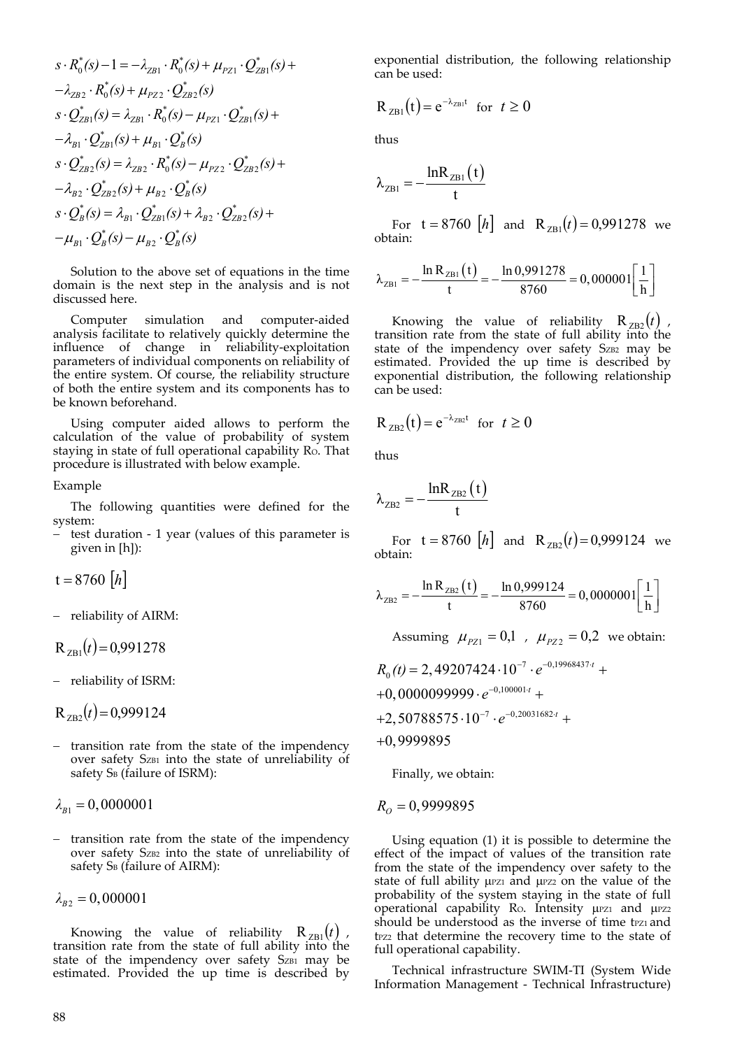$$s \cdot R_0^*(s) - 1 = -\lambda_{ZB1} \cdot R_0^*(s) + \mu_{PZ1} \cdot Q_{ZB1}^*(s) +$$
$$-\lambda_{ZB2} \cdot R_0^*(s) + \mu_{PZ2} \cdot Q_{ZB2}^*(s)$$
$$s \cdot Q_{ZB1}^*(s) = \lambda_{ZB1} \cdot R_0^*(s) - \mu_{PZ1} \cdot Q_{ZB1}^*(s) +$$
$$-\lambda_{B1} \cdot Q_{ZB1}^*(s) + \mu_{B1} \cdot Q_B^*(s)$$
$$s \cdot Q_{ZB2}^*(s) = \lambda_{ZB2} \cdot R_0^*(s) - \mu_{PZ2} \cdot Q_{ZB2}^*(s) +$$
$$-\lambda_{B2} \cdot Q_{ZB2}^*(s) + \mu_{B2} \cdot Q_B^*(s)$$
$$s \cdot Q_B^*(s) = \lambda_{B1} \cdot Q_{ZB1}^*(s) + \lambda_{B2} \cdot Q_{ZB2}^*(s) +$$
$$-\mu_{B1} \cdot Q_B^*(s) - \mu_{B2} \cdot Q_B^*(s)$$

Solution to the above set of equations in the time domain is the next step in the analysis and is not discussed here.

Computer simulation and computer-aided analysis facilitate to relatively quickly determine the influence of change in reliability-exploitation parameters of individual components on reliability of the entire system. Of course, the reliability structure of both the entire system and its components has to be known beforehand.

Using computer aided allows to perform the calculation of the value of probability of system staying in state of full operational capability $R_O$. That procedure is illustrated with below example.

Example

The following quantities were defined for the system:

– test duration - 1 year (values of this parameter is given in [h]):

$$t = 8760 \ [h]$$

– reliability of AIRM:

$$R_{ZB1}(t) = 0{,}991278$$

– reliability of ISRM:

$$R_{ZB2}(t) = 0{,}999124$$

– transition rate from the state of the impendency over safety $S_{ZB1}$ into the state of unreliability of safety $S_B$ (failure of ISRM):

$$\lambda_{B1} = 0{,}0000001$$

– transition rate from the state of the impendency over safety $S_{ZB2}$ into the state of unreliability of safety $S_B$ (failure of AIRM):

$$\lambda_{B2} = 0{,}000001$$

Knowing the value of reliability $R_{ZB1}(t)$, transition rate from the state of full ability into the state of the impendency over safety $S_{ZB1}$ may be estimated. Provided the up time is described by exponential distribution, the following relationship can be used:

$$R_{ZB1}(t) = e^{-\lambda_{ZB1} t} \quad \text{for} \quad t \geq 0$$

thus

$$\lambda_{ZB1} = -\frac{\ln R_{ZB1}(t)}{t}$$

For $t = 8760 \ [h]$ and $R_{ZB1}(t) = 0{,}991278$ we obtain:

$$\lambda_{ZB1} = -\frac{\ln R_{ZB1}(t)}{t} = -\frac{\ln 0{,}991278}{8760} = 0{,}000001\left[\frac{1}{h}\right]$$

Knowing the value of reliability $R_{ZB2}(t)$, transition rate from the state of full ability into the state of the impendency over safety $S_{ZB2}$ may be estimated. Provided the up time is described by exponential distribution, the following relationship can be used:

$$R_{ZB2}(t) = e^{-\lambda_{ZB2} t} \quad \text{for} \quad t \geq 0$$

thus

$$\lambda_{ZB2} = -\frac{\ln R_{ZB2}(t)}{t}$$

For $t = 8760 \ [h]$ and $R_{ZB2}(t) = 0{,}999124$ we obtain:

$$\lambda_{ZB2} = -\frac{\ln R_{ZB2}(t)}{t} = -\frac{\ln 0{,}999124}{8760} = 0{,}0000001\left[\frac{1}{h}\right]$$

Assuming $\mu_{PZ1} = 0{,}1$ , $\mu_{PZ2} = 0{,}2$ we obtain:

$$R_0(t) = 2{,}49207424 \cdot 10^{-7} \cdot e^{-0{,}19968437 \cdot t} +$$
$$+0{,}0000099999 \cdot e^{-0{,}100001 \cdot t} +$$
$$+2{,}50788575 \cdot 10^{-7} \cdot e^{-0{,}20031682 \cdot t} +$$
$$+0{,}9999895$$

Finally, we obtain:

$$R_O = 0{,}9999895$$

Using equation (1) it is possible to determine the effect of the impact of values of the transition rate from the state of the impendency over safety to the state of full ability $\mu_{PZ1}$ and $\mu_{PZ2}$ on the value of the probability of the system staying in the state of full operational capability $R_O$. Intensity $\mu_{PZ1}$ and $\mu_{PZ2}$ should be understood as the inverse of time $t_{PZ1}$ and $t_{PZ2}$ that determine the recovery time to the state of full operational capability.

Technical infrastructure SWIM-TI (System Wide Information Management - Technical Infrastructure)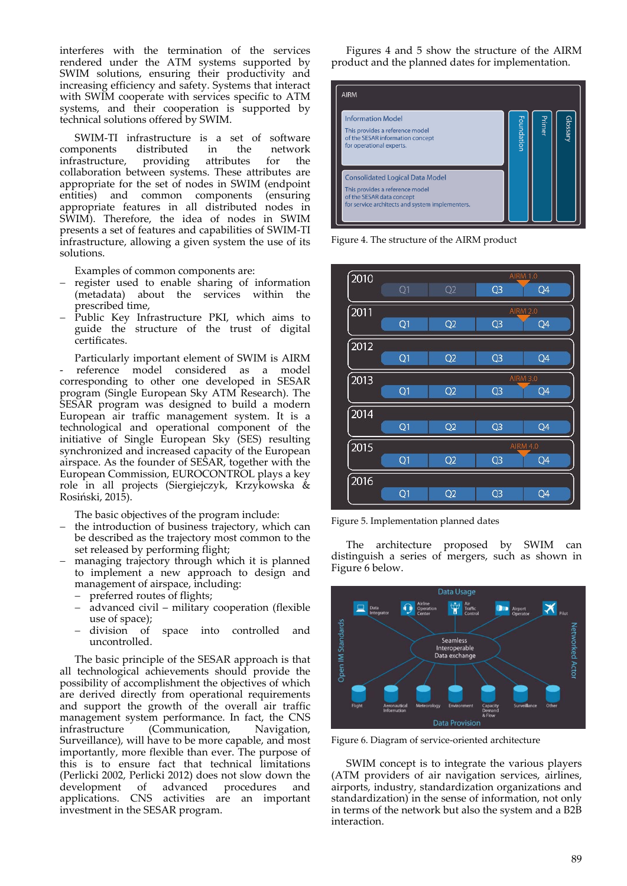interferes with the termination of the services rendered under the ATM systems supported by SWIM solutions, ensuring their productivity and increasing efficiency and safety. Systems that interact with SWIM cooperate with services specific to ATM systems, and their cooperation is supported by technical solutions offered by SWIM.

SWIM-TI infrastructure is a set of software components distributed in the network infrastructure, providing attributes for the collaboration between systems. These attributes are appropriate for the set of nodes in SWIM (endpoint entities) and common components (ensuring appropriate features in all distributed nodes in SWIM). Therefore, the idea of nodes in SWIM presents a set of features and capabilities of SWIM-TI infrastructure, allowing a given system the use of its solutions.

Examples of common components are:

- register used to enable sharing of information (metadata) about the services within the prescribed time,
- Public Key Infrastructure PKI, which aims to guide the structure of the trust of digital certificates.

Particularly important element of SWIM is AIRM - reference model considered as a model corresponding to other one developed in SESAR program (Single European Sky ATM Research). The SESAR program was designed to build a modern European air traffic management system. It is a technological and operational component of the initiative of Single European Sky (SES) resulting synchronized and increased capacity of the European airspace. As the founder of SESAR, together with the European Commission, EUROCONTROL plays a key role in all projects (Siergiejczyk, Krzykowska & Rosiński, 2015).

The basic objectives of the program include:

- the introduction of business trajectory, which can be described as the trajectory most common to the set released by performing flight;
- managing trajectory through which it is planned to implement a new approach to design and management of airspace, including:
  - preferred routes of flights;
  - advanced civil – military cooperation (flexible use of space);
  - division of space into controlled and uncontrolled.

The basic principle of the SESAR approach is that all technological achievements should provide the possibility of accomplishment the objectives of which are derived directly from operational requirements and support the growth of the overall air traffic management system performance. In fact, the CNS infrastructure (Communication, Navigation, Surveillance), will have to be more capable, and most importantly, more flexible than ever. The purpose of this is to ensure that technical limitations (Perlicki 2002, Perlicki 2012) does not slow down the development of advanced procedures and applications. CNS activities are an important investment in the SESAR program.

Figures 4 and 5 show the structure of the AIRM product and the planned dates for implementation.

AIRM
Information Model
This provides a reference model of the SESAR information concept for operational experts.
Consolidated Logical Data Model
This provides a reference model of the SESAR data concept for service architects and system implementers.
Foundation
Primer
Glossary

Figure 4. The structure of the AIRM product

2010 Q1 Q2 Q3 Q4 AIRM 1.0
2011 Q1 Q2 Q3 Q4 AIRM 2.0
2012 Q1 Q2 Q3 Q4
2013 Q1 Q2 Q3 Q4 AIRM 3.0
2014 Q1 Q2 Q3 Q4
2015 Q1 Q2 Q3 Q4 AIRM 4.0
2016 Q1 Q2 Q3 Q4

Figure 5. Implementation planned dates

The architecture proposed by SWIM can distinguish a series of mergers, such as shown in Figure 6 below.

Data Usage
Data Integrator
Airline Operation Center
Air Traffic Control
Airport Operator
Pilot
Open IM Standards
Networked Actor
Seamless Interoperable Data exchange
Flight
Aeronautical Information
Meteorology
Environment
Capacity Demand & Flow
Surveillance
Other
Data Provision

Figure 6. Diagram of service-oriented architecture

SWIM concept is to integrate the various players (ATM providers of air navigation services, airlines, airports, industry, standardization organizations and standardization) in the sense of information, not only in terms of the network but also the system and a B2B interaction.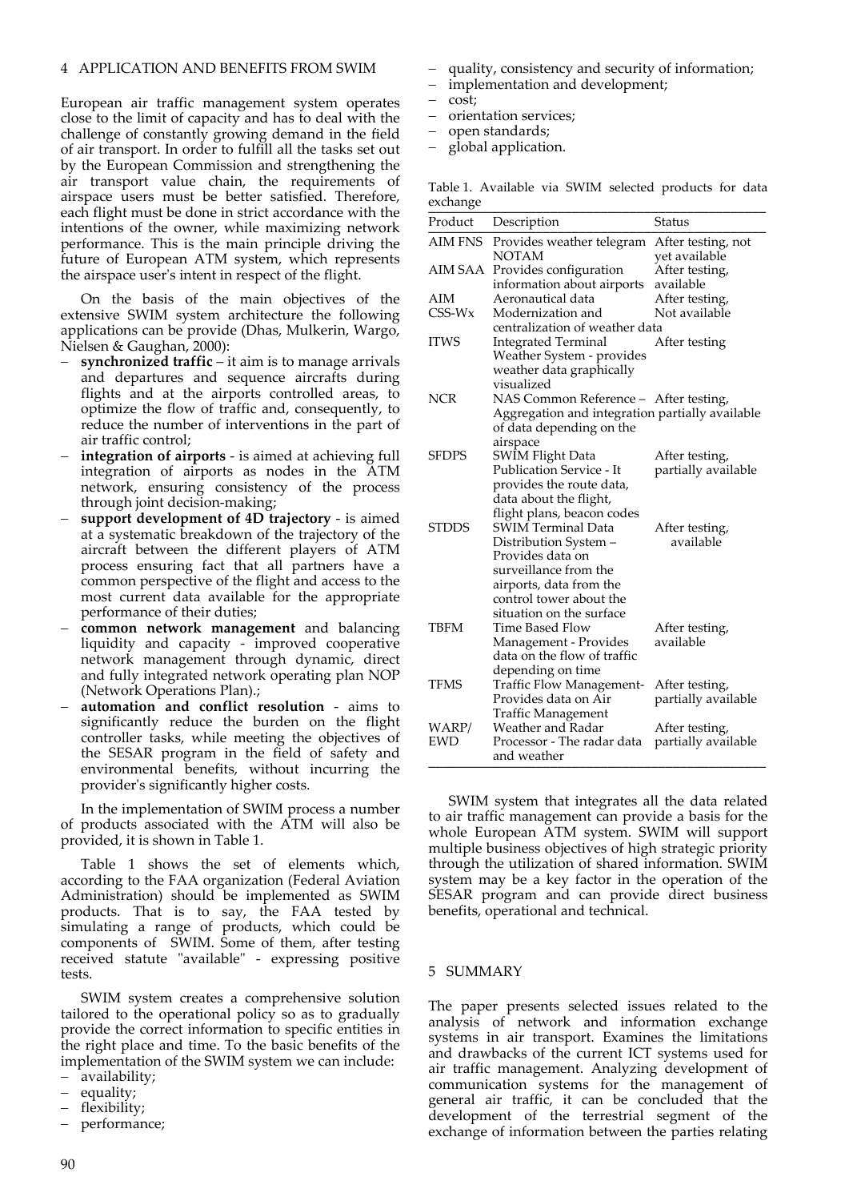## 4 APPLICATION AND BENEFITS FROM SWIM

European air traffic management system operates close to the limit of capacity and has to deal with the challenge of constantly growing demand in the field of air transport. In order to fulfill all the tasks set out by the European Commission and strengthening the air transport value chain, the requirements of airspace users must be better satisfied. Therefore, each flight must be done in strict accordance with the intentions of the owner, while maximizing network performance. This is the main principle driving the future of European ATM system, which represents the airspace user's intent in respect of the flight.

On the basis of the main objectives of the extensive SWIM system architecture the following applications can be provide (Dhas, Mulkerin, Wargo, Nielsen & Gaughan, 2000):

- **synchronized traffic** – it aim is to manage arrivals and departures and sequence aircrafts during flights and at the airports controlled areas, to optimize the flow of traffic and, consequently, to reduce the number of interventions in the part of air traffic control;
- **integration of airports** - is aimed at achieving full integration of airports as nodes in the ATM network, ensuring consistency of the process through joint decision-making;
- **support development of 4D trajectory** - is aimed at a systematic breakdown of the trajectory of the aircraft between the different players of ATM process ensuring fact that all partners have a common perspective of the flight and access to the most current data available for the appropriate performance of their duties;
- **common network management** and balancing liquidity and capacity - improved cooperative network management through dynamic, direct and fully integrated network operating plan NOP (Network Operations Plan).;
- **automation and conflict resolution** - aims to significantly reduce the burden on the flight controller tasks, while meeting the objectives of the SESAR program in the field of safety and environmental benefits, without incurring the provider's significantly higher costs.

In the implementation of SWIM process a number of products associated with the ATM will also be provided, it is shown in Table 1.

Table 1 shows the set of elements which, according to the FAA organization (Federal Aviation Administration) should be implemented as SWIM products. That is to say, the FAA tested by simulating a range of products, which could be components of SWIM. Some of them, after testing received statute "available" - expressing positive tests.

SWIM system creates a comprehensive solution tailored to the operational policy so as to gradually provide the correct information to specific entities in the right place and time. To the basic benefits of the implementation of the SWIM system we can include:

- availability;
- equality;
- flexibility;
- performance;
- quality, consistency and security of information;
- implementation and development;
- cost;
- orientation services;
- open standards;
- global application.

Table 1. Available via SWIM selected products for data exchange

| Product | Description | Status |
|---|---|---|
| AIM FNS | Provides weather telegram NOTAM | After testing, not yet available |
| AIM SAA | Provides configuration information about airports | After testing, available |
| AIM | Aeronautical data | After testing, |
| CSS-Wx | Modernization and centralization of weather data | Not available |
| ITWS | Integrated Terminal Weather System - provides weather data graphically visualized | After testing |
| NCR | NAS Common Reference – Aggregation and integration of data depending on the airspace | After testing, partially available |
| SFDPS | SWIM Flight Data Publication Service - It provides the route data, data about the flight, flight plans, beacon codes | After testing, partially available |
| STDDS | SWIM Terminal Data Distribution System – Provides data on surveillance from the airports, data from the control tower about the situation on the surface | After testing, available |
| TBFM | Time Based Flow Management - Provides data on the flow of traffic depending on time | After testing, available |
| TFMS | Traffic Flow Management- Provides data on Air Traffic Management | After testing, partially available |
| WARP/ EWD | Weather and Radar Processor - The radar data and weather | After testing, partially available |

SWIM system that integrates all the data related to air traffic management can provide a basis for the whole European ATM system. SWIM will support multiple business objectives of high strategic priority through the utilization of shared information. SWIM system may be a key factor in the operation of the SESAR program and can provide direct business benefits, operational and technical.

## 5 SUMMARY

The paper presents selected issues related to the analysis of network and information exchange systems in air transport. Examines the limitations and drawbacks of the current ICT systems used for air traffic management. Analyzing development of communication systems for the management of general air traffic, it can be concluded that the development of the terrestrial segment of the exchange of information between the parties relating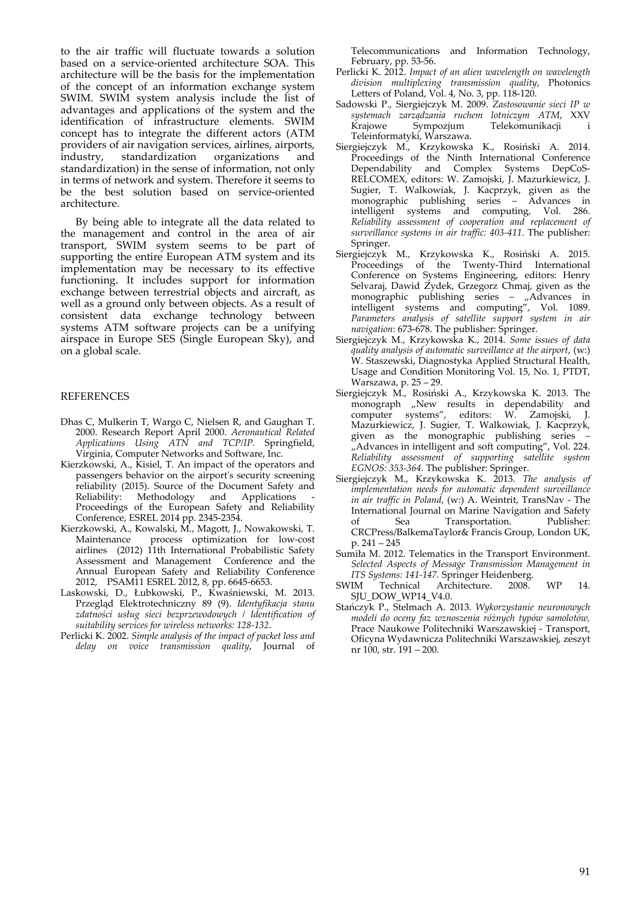to the air traffic will fluctuate towards a solution based on a service-oriented architecture SOA. This architecture will be the basis for the implementation of the concept of an information exchange system SWIM. SWIM system analysis include the list of advantages and applications of the system and the identification of infrastructure elements. SWIM concept has to integrate the different actors (ATM providers of air navigation services, airlines, airports, industry, standardization organizations and standardization) in the sense of information, not only in terms of network and system. Therefore it seems to be the best solution based on service-oriented architecture.

By being able to integrate all the data related to the management and control in the area of air transport, SWIM system seems to be part of supporting the entire European ATM system and its implementation may be necessary to its effective functioning. It includes support for information exchange between terrestrial objects and aircraft, as well as a ground only between objects. As a result of consistent data exchange technology between systems ATM software projects can be a unifying airspace in Europe SES (Single European Sky), and on a global scale.

## REFERENCES

Dhas C, Mulkerin T, Wargo C, Nielsen R, and Gaughan T. 2000. Research Report April 2000. *Aeronautical Related Applications Using ATN and TCP/IP.* Springfield, Virginia, Computer Networks and Software, Inc.

Kierzkowski, A., Kisiel, T. An impact of the operators and passengers behavior on the airport's security screening reliability (2015). Source of the Document Safety and Reliability: Methodology and Applications - Proceedings of the European Safety and Reliability Conference, ESREL 2014 pp. 2345-2354.

Kierzkowski, A., Kowalski, M., Magott, J., Nowakowski, T. Maintenance process optimization for low-cost airlines (2012) 11th International Probabilistic Safety Assessment and Management Conference and the Annual European Safety and Reliability Conference 2012, PSAM11 ESREL 2012, 8, pp. 6645-6653.

Laskowski, D., Łubkowski, P., Kwaśniewski, M. 2013. Przegląd Elektrotechniczny 89 (9). *Identyfikacja stanu zdatności usług sieci bezprzewodowych / Identification of suitability services for wireless networks: 128-132*.

Perlicki K. 2002. *Simple analysis of the impact of packet loss and delay on voice transmission quality*, Journal of Telecommunications and Information Technology, February, pp. 53-56.

Perlicki K. 2012. *Impact of an alien wavelength on wavelength division multiplexing transmission quality*, Photonics Letters of Poland, Vol. 4, No. 3, pp. 118-120.

Sadowski P., Siergiejczyk M. 2009. *Zastosowanie sieci IP w systemach zarządzania ruchem lotniczym ATM*, XXV Krajowe Sympozjum Telekomunikacji i Teleinformatyki, Warszawa.

Siergiejczyk M., Krzykowska K., Rosiński A. 2014. Proceedings of the Ninth International Conference Dependability and Complex Systems DepCoS-RELCOMEX, editors: W. Zamojski, J. Mazurkiewicz, J. Sugier, T. Walkowiak, J. Kacprzyk, given as the monographic publishing series – Advances in intelligent systems and computing, Vol. 286. *Reliability assessment of cooperation and replacement of surveillance systems in air traffic: 403-411*. The publisher: Springer.

Siergiejczyk M., Krzykowska K., Rosiński A. 2015. Proceedings of the Twenty-Third International Conference on Systems Engineering, editors: Henry Selvaraj, Dawid Zydek, Grzegorz Chmaj, given as the monographic publishing series – „Advances in intelligent systems and computing”, Vol. 1089. *Parameters analysis of satellite support system in air navigation*: 673-678. The publisher: Springer.

Siergiejczyk M., Krzykowska K., 2014. *Some issues of data quality analysis of automatic surveillance at the airport*, (w:) W. Staszewski, Diagnostyka Applied Structural Health, Usage and Condition Monitoring Vol. 15, No. 1, PTDT, Warszawa, p. 25 – 29.

Siergiejczyk M., Rosiński A., Krzykowska K. 2013. The monograph „New results in dependability and computer systems”, editors: W. Zamojski, J. Mazurkiewicz, J. Sugier, T. Walkowiak, J. Kacprzyk, given as the monographic publishing series – „Advances in intelligent and soft computing”, Vol. 224. *Reliability assessment of supporting satellite system EGNOS: 353-364*. The publisher: Springer.

Siergiejczyk M., Krzykowska K. 2013. *The analysis of implementation needs for automatic dependent surveillance in air traffic in Poland*, (w:) A. Weintrit, TransNav - The International Journal on Marine Navigation and Safety of Sea Transportation. Publisher: CRCPress/BalkemaTaylor& Francis Group, London UK, p. 241 – 245

Sumiła M. 2012. Telematics in the Transport Environment. *Selected Aspects of Message Transmission Management in ITS Systems: 141-147*. Springer Heidenberg.

SWIM Technical Architecture. 2008. WP 14. SJU_DOW_WP14_V4.0.

Stańczyk P., Stelmach A. 2013. *Wykorzystanie neuronowych modeli do oceny faz wznoszenia różnych typów samolotów*, Prace Naukowe Politechniki Warszawskiej - Transport, Oficyna Wydawnicza Politechniki Warszawskiej, zeszyt nr 100, str. 191 – 200.